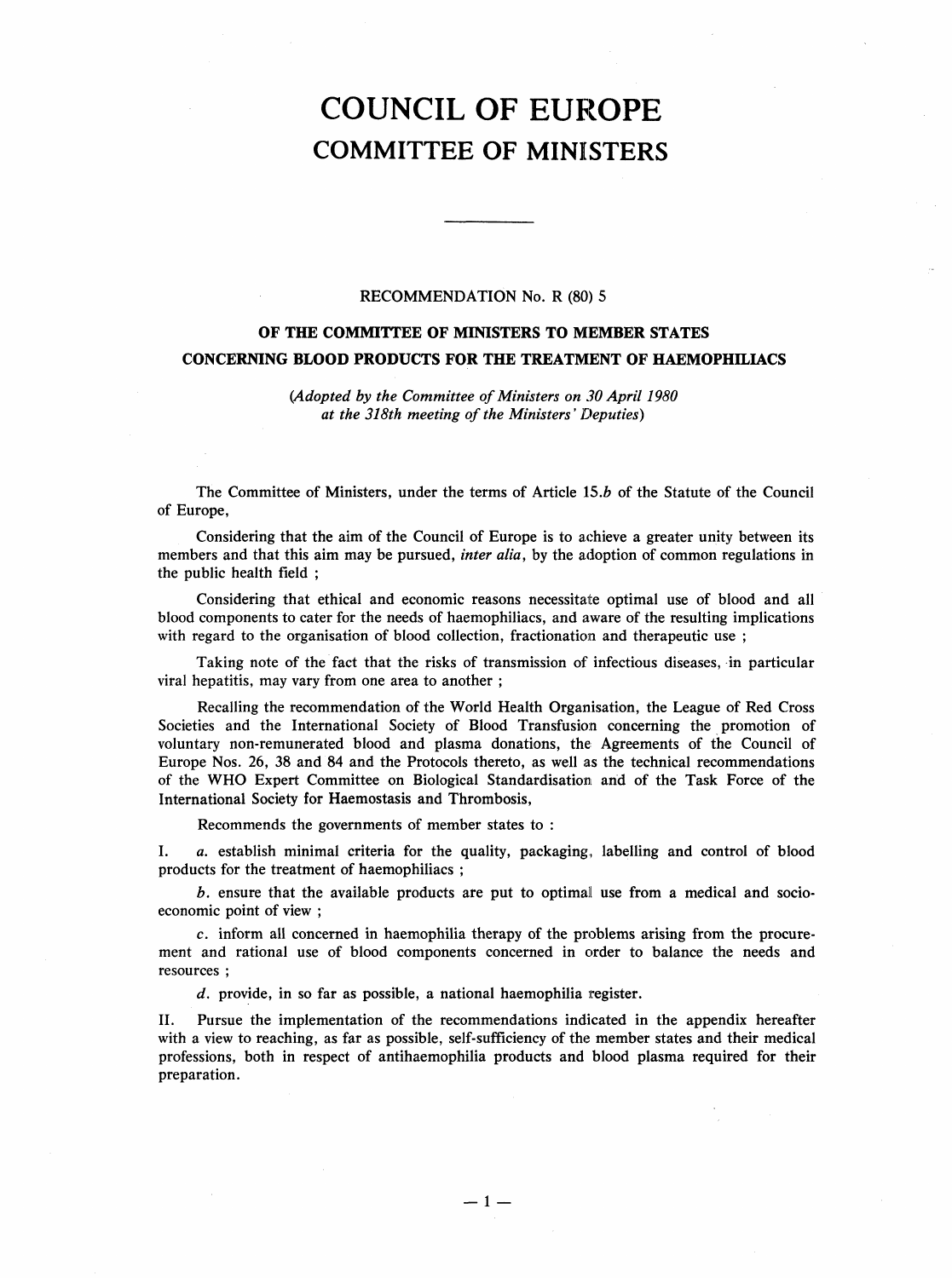# COUNCIL OF EUROPE
## COMMITTEE OF MINISTERS

RECOMMENDATION No. R (80) 5

### OF THE COMMITTEE OF MINISTERS TO MEMBER STATES CONCERNING BLOOD PRODUCTS FOR THE TREATMENT OF HAEMOPHILIACS

*(Adopted by the Committee of Ministers on 30 April 1980 at the 318th meeting of the Ministers' Deputies)*

The Committee of Ministers, under the terms of Article 15.*b* of the Statute of the Council of Europe,

Considering that the aim of the Council of Europe is to achieve a greater unity between its members and that this aim may be pursued, *inter alia*, by the adoption of common regulations in the public health field ;

Considering that ethical and economic reasons necessitate optimal use of blood and all blood components to cater for the needs of haemophiliacs, and aware of the resulting implications with regard to the organisation of blood collection, fractionation and therapeutic use ;

Taking note of the fact that the risks of transmission of infectious diseases, in particular viral hepatitis, may vary from one area to another ;

Recalling the recommendation of the World Health Organisation, the League of Red Cross Societies and the International Society of Blood Transfusion concerning the promotion of voluntary non-remunerated blood and plasma donations, the Agreements of the Council of Europe Nos. 26, 38 and 84 and the Protocols thereto, as well as the technical recommendations of the WHO Expert Committee on Biological Standardisation and of the Task Force of the International Society for Haemostasis and Thrombosis,

Recommends the governments of member states to :

I. *a.* establish minimal criteria for the quality, packaging, labelling and control of blood products for the treatment of haemophiliacs ;

*b.* ensure that the available products are put to optimal use from a medical and socio-economic point of view ;

*c.* inform all concerned in haemophilia therapy of the problems arising from the procurement and rational use of blood components concerned in order to balance the needs and resources ;

*d.* provide, in so far as possible, a national haemophilia register.

II. Pursue the implementation of the recommendations indicated in the appendix hereafter with a view to reaching, as far as possible, self-sufficiency of the member states and their medical professions, both in respect of antihaemophilia products and blood plasma required for their preparation.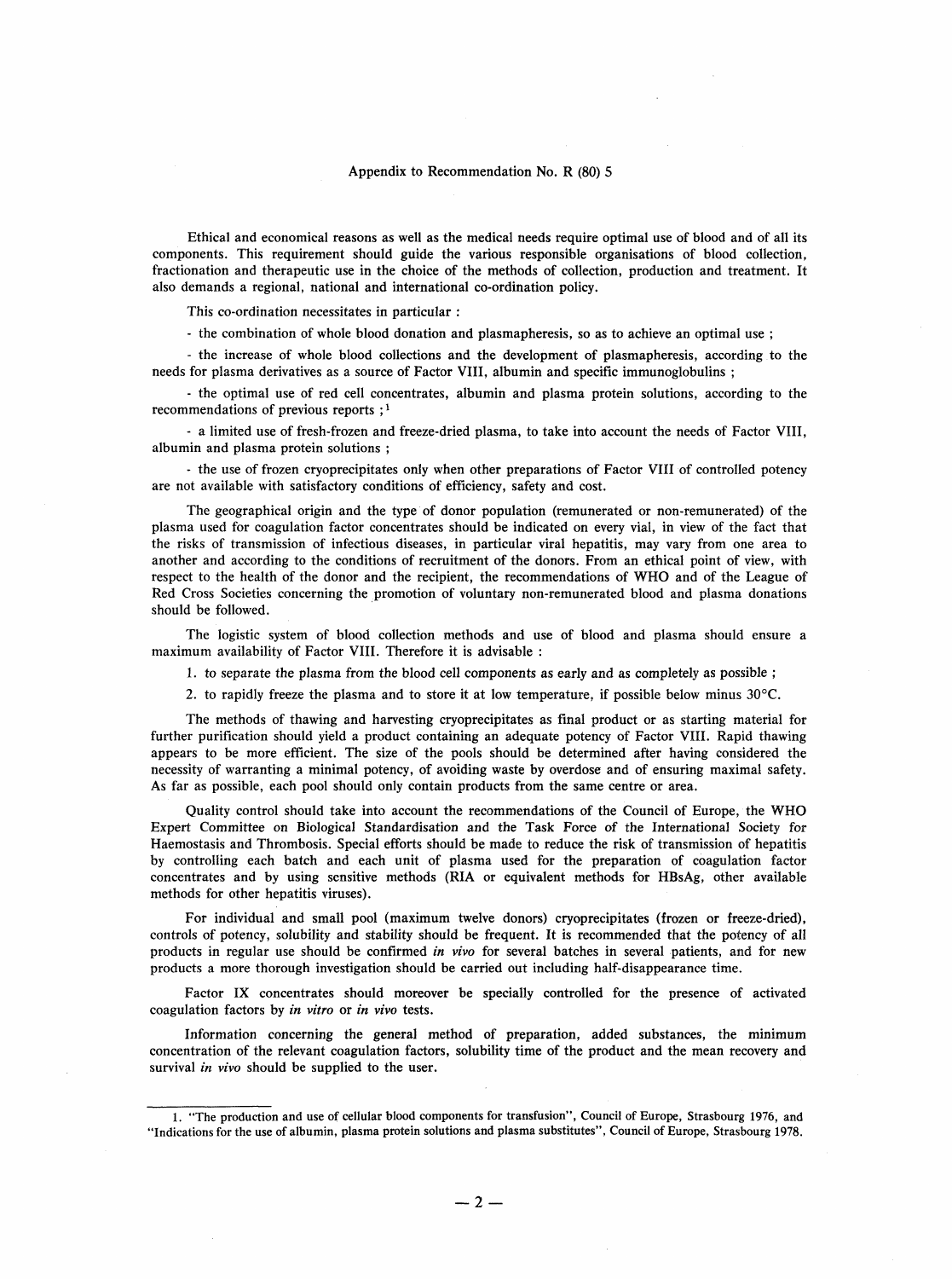Appendix to Recommendation No. R (80) 5

Ethical and economical reasons as well as the medical needs require optimal use of blood and of all its components. This requirement should guide the various responsible organisations of blood collection, fractionation and therapeutic use in the choice of the methods of collection, production and treatment. It also demands a regional, national and international co-ordination policy.

This co-ordination necessitates in particular :

- the combination of whole blood donation and plasmapheresis, so as to achieve an optimal use ;

- the increase of whole blood collections and the development of plasmapheresis, according to the needs for plasma derivatives as a source of Factor VIII, albumin and specific immunoglobulins ;

- the optimal use of red cell concentrates, albumin and plasma protein solutions, according to the recommendations of previous reports ;[1]

- a limited use of fresh-frozen and freeze-dried plasma, to take into account the needs of Factor VIII, albumin and plasma protein solutions ;

- the use of frozen cryoprecipitates only when other preparations of Factor VIII of controlled potency are not available with satisfactory conditions of efficiency, safety and cost.

The geographical origin and the type of donor population (remunerated or non-remunerated) of the plasma used for coagulation factor concentrates should be indicated on every vial, in view of the fact that the risks of transmission of infectious diseases, in particular viral hepatitis, may vary from one area to another and according to the conditions of recruitment of the donors. From an ethical point of view, with respect to the health of the donor and the recipient, the recommendations of WHO and of the League of Red Cross Societies concerning the promotion of voluntary non-remunerated blood and plasma donations should be followed.

The logistic system of blood collection methods and use of blood and plasma should ensure a maximum availability of Factor VIII. Therefore it is advisable :

1. to separate the plasma from the blood cell components as early and as completely as possible ;

2. to rapidly freeze the plasma and to store it at low temperature, if possible below minus 30°C.

The methods of thawing and harvesting cryoprecipitates as final product or as starting material for further purification should yield a product containing an adequate potency of Factor VIII. Rapid thawing appears to be more efficient. The size of the pools should be determined after having considered the necessity of warranting a minimal potency, of avoiding waste by overdose and of ensuring maximal safety. As far as possible, each pool should only contain products from the same centre or area.

Quality control should take into account the recommendations of the Council of Europe, the WHO Expert Committee on Biological Standardisation and the Task Force of the International Society for Haemostasis and Thrombosis. Special efforts should be made to reduce the risk of transmission of hepatitis by controlling each batch and each unit of plasma used for the preparation of coagulation factor concentrates and by using sensitive methods (RIA or equivalent methods for HBsAg, other available methods for other hepatitis viruses).

For individual and small pool (maximum twelve donors) cryoprecipitates (frozen or freeze-dried), controls of potency, solubility and stability should be frequent. It is recommended that the potency of all products in regular use should be confirmed *in vivo* for several batches in several patients, and for new products a more thorough investigation should be carried out including half-disappearance time.

Factor IX concentrates should moreover be specially controlled for the presence of activated coagulation factors by *in vitro* or *in vivo* tests.

Information concerning the general method of preparation, added substances, the minimum concentration of the relevant coagulation factors, solubility time of the product and the mean recovery and survival *in vivo* should be supplied to the user.

---

1. "The production and use of cellular blood components for transfusion", Council of Europe, Strasbourg 1976, and "Indications for the use of albumin, plasma protein solutions and plasma substitutes", Council of Europe, Strasbourg 1978.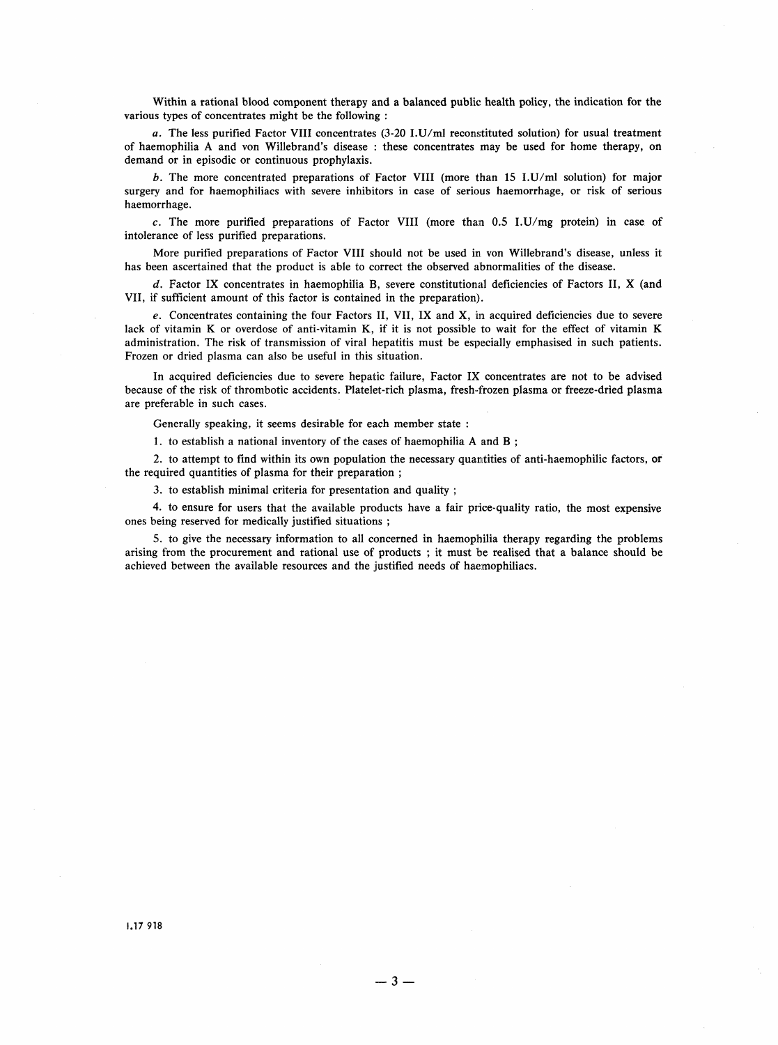Within a rational blood component therapy and a balanced public health policy, the indication for the various types of concentrates might be the following :

*a*. The less purified Factor VIII concentrates (3-20 I.U/ml reconstituted solution) for usual treatment of haemophilia A and von Willebrand's disease : these concentrates may be used for home therapy, on demand or in episodic or continuous prophylaxis.

*b*. The more concentrated preparations of Factor VIII (more than 15 I.U/ml solution) for major surgery and for haemophiliacs with severe inhibitors in case of serious haemorrhage, or risk of serious haemorrhage.

*c*. The more purified preparations of Factor VIII (more than 0.5 I.U/mg protein) in case of intolerance of less purified preparations.

More purified preparations of Factor VIII should not be used in von Willebrand's disease, unless it has been ascertained that the product is able to correct the observed abnormalities of the disease.

*d*. Factor IX concentrates in haemophilia B, severe constitutional deficiencies of Factors II, X (and VII, if sufficient amount of this factor is contained in the preparation).

*e*. Concentrates containing the four Factors II, VII, IX and X, in acquired deficiencies due to severe lack of vitamin K or overdose of anti-vitamin K, if it is not possible to wait for the effect of vitamin K administration. The risk of transmission of viral hepatitis must be especially emphasised in such patients. Frozen or dried plasma can also be useful in this situation.

In acquired deficiencies due to severe hepatic failure, Factor IX concentrates are not to be advised because of the risk of thrombotic accidents. Platelet-rich plasma, fresh-frozen plasma or freeze-dried plasma are preferable in such cases.

Generally speaking, it seems desirable for each member state :

1. to establish a national inventory of the cases of haemophilia A and B ;

2. to attempt to find within its own population the necessary quantities of anti-haemophilic factors, or the required quantities of plasma for their preparation ;

3. to establish minimal criteria for presentation and quality ;

4. to ensure for users that the available products have a fair price-quality ratio, the most expensive ones being reserved for medically justified situations ;

5. to give the necessary information to all concerned in haemophilia therapy regarding the problems arising from the procurement and rational use of products ; it must be realised that a balance should be achieved between the available resources and the justified needs of haemophiliacs.

I.17 918